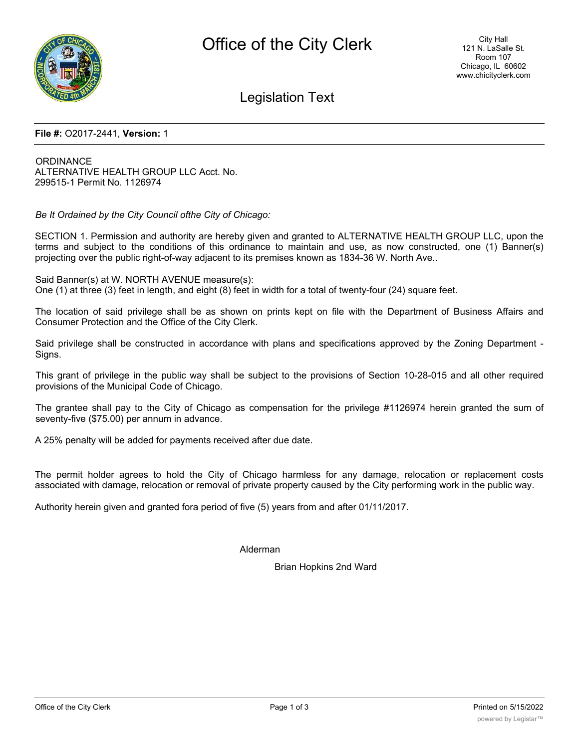# Office of the City Clerk

City Hall
121 N. LaSalle St.
Room 107
Chicago, IL 60602
www.chicityclerk.com

## Legislation Text

**File #:** O2017-2441, **Version:** 1

ORDINANCE
ALTERNATIVE HEALTH GROUP LLC Acct. No.
299515-1 Permit No. 1126974

*Be It Ordained by the City Council ofthe City of Chicago:*

SECTION 1. Permission and authority are hereby given and granted to ALTERNATIVE HEALTH GROUP LLC, upon the terms and subject to the conditions of this ordinance to maintain and use, as now constructed, one (1) Banner(s) projecting over the public right-of-way adjacent to its premises known as 1834-36 W. North Ave..

Said Banner(s) at W. NORTH AVENUE measure(s):
One (1) at three (3) feet in length, and eight (8) feet in width for a total of twenty-four (24) square feet.

The location of said privilege shall be as shown on prints kept on file with the Department of Business Affairs and Consumer Protection and the Office of the City Clerk.

Said privilege shall be constructed in accordance with plans and specifications approved by the Zoning Department - Signs.

This grant of privilege in the public way shall be subject to the provisions of Section 10-28-015 and all other required provisions of the Municipal Code of Chicago.

The grantee shall pay to the City of Chicago as compensation for the privilege #1126974 herein granted the sum of seventy-five ($75.00) per annum in advance.

A 25% penalty will be added for payments received after due date.

The permit holder agrees to hold the City of Chicago harmless for any damage, relocation or replacement costs associated with damage, relocation or removal of private property caused by the City performing work in the public way.

Authority herein given and granted fora period of five (5) years from and after 01/11/2017.

Alderman

Brian Hopkins 2nd Ward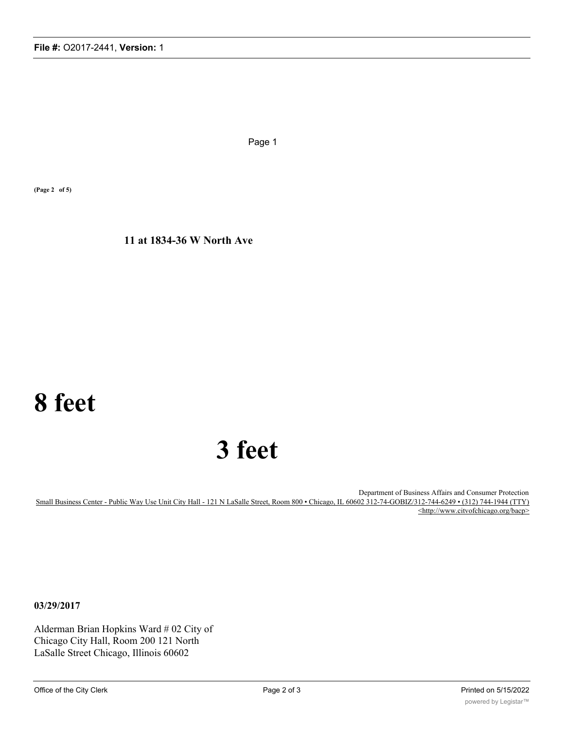Page 1

**(Page 2 of 5)**

**11 at 1834-36 W North Ave**

# 8 feet

# 3 feet

Department of Business Affairs and Consumer Protection
Small Business Center - Public Way Use Unit City Hall - 121 N LaSalle Street, Room 800 • Chicago, IL 60602 312-74-GOBIZ/312-744-6249 • (312) 744-1944 (TTY) <http://www.citvofchicago.org/bacp>

**03/29/2017**

Alderman Brian Hopkins Ward # 02 City of Chicago City Hall, Room 200 121 North LaSalle Street Chicago, Illinois 60602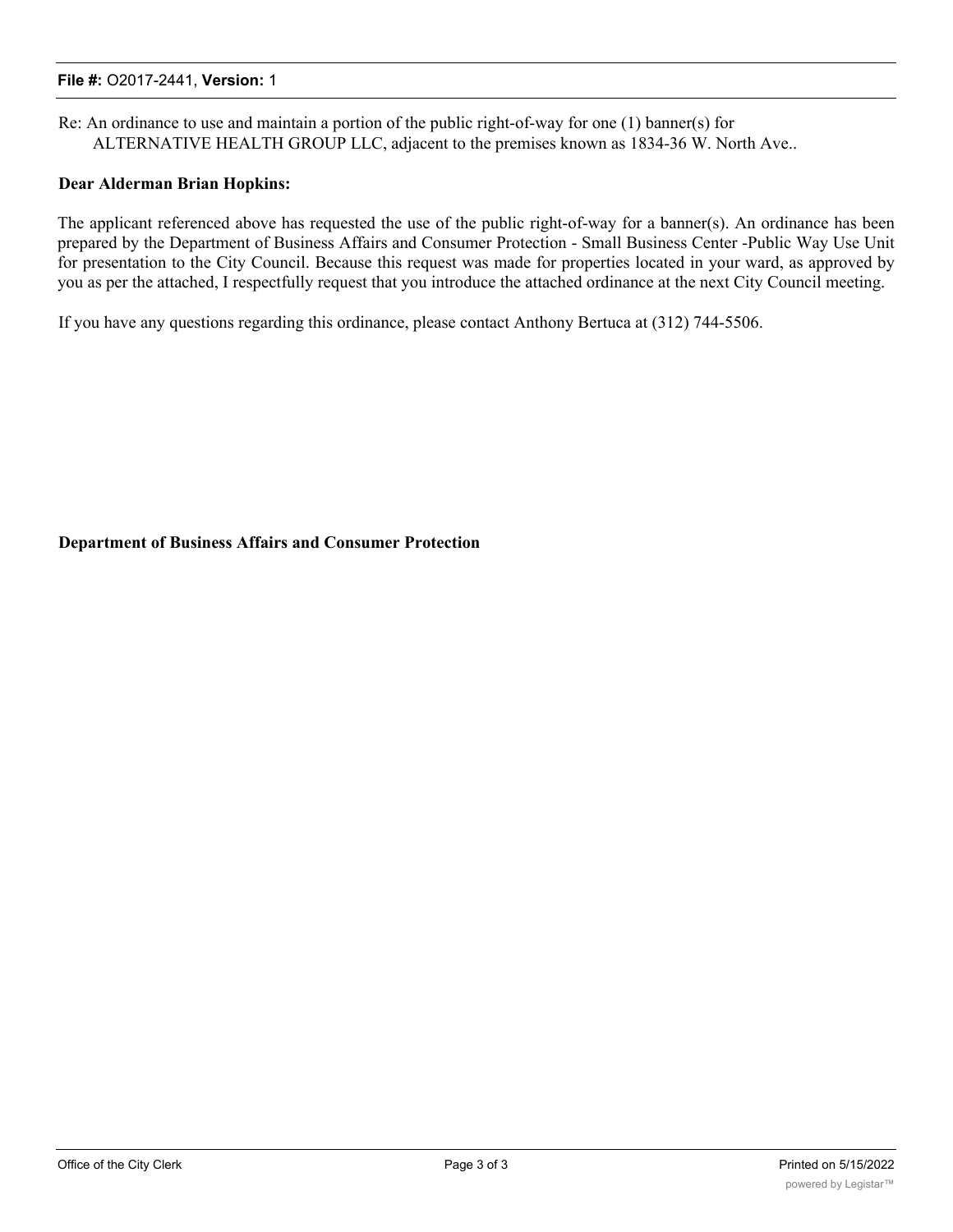Re: An ordinance to use and maintain a portion of the public right-of-way for one (1) banner(s) for ALTERNATIVE HEALTH GROUP LLC, adjacent to the premises known as 1834-36 W. North Ave..

**Dear Alderman Brian Hopkins:**

The applicant referenced above has requested the use of the public right-of-way for a banner(s). An ordinance has been prepared by the Department of Business Affairs and Consumer Protection - Small Business Center -Public Way Use Unit for presentation to the City Council. Because this request was made for properties located in your ward, as approved by you as per the attached, I respectfully request that you introduce the attached ordinance at the next City Council meeting.

If you have any questions regarding this ordinance, please contact Anthony Bertuca at (312) 744-5506.

**Department of Business Affairs and Consumer Protection**